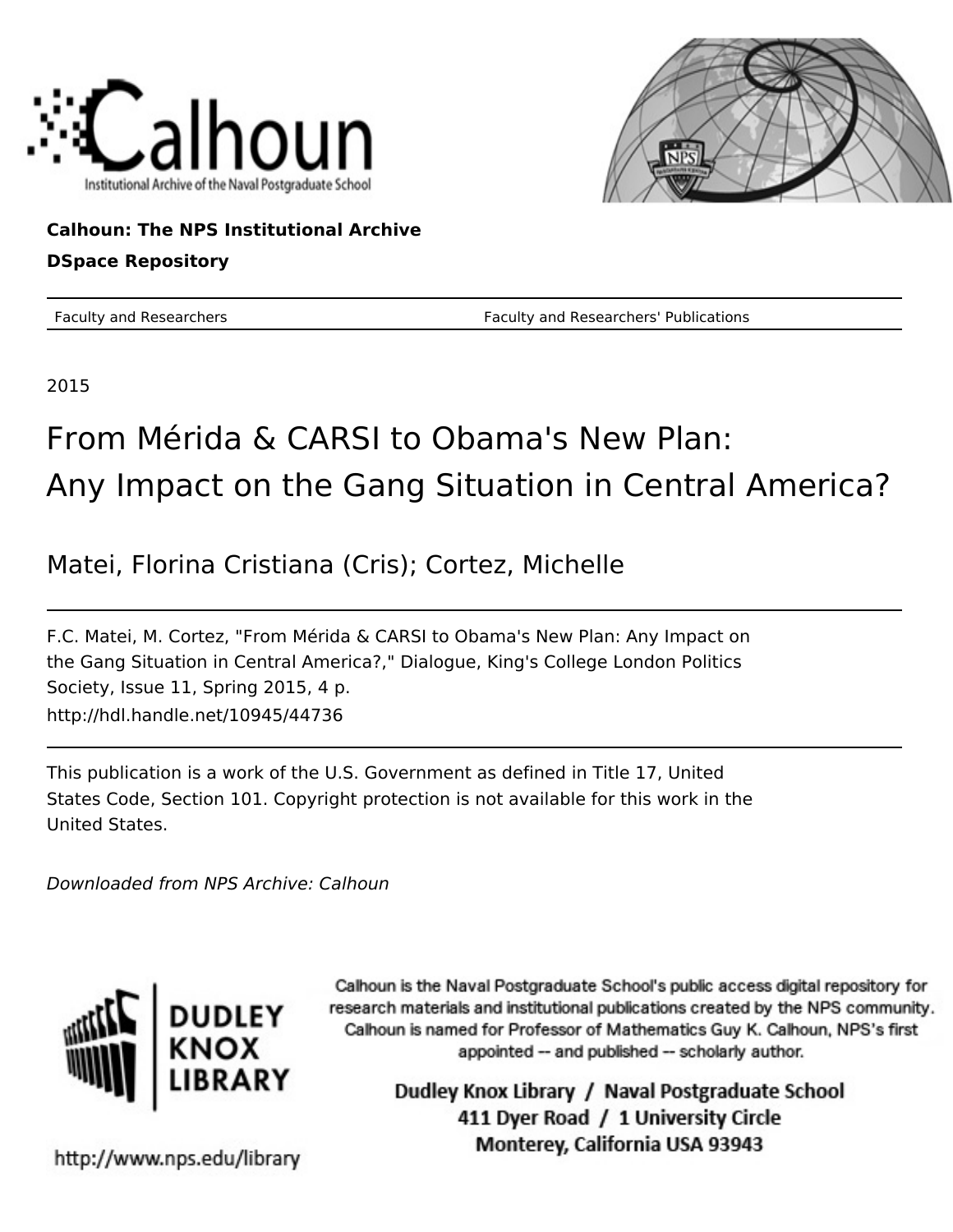Calhoun: The NPS Institutional Archive

DSpace Repository

Faculty and Researchers | Faculty and Researchers' Publications

2015

# From Mérida & CARSI to Obama's New Plan: Any Impact on the Gang Situation in Central America?

Matei, Florina Cristiana (Cris); Cortez, Michelle

F.C. Matei, M. Cortez, "From Mérida & CARSI to Obama's New Plan: Any Impact on the Gang Situation in Central America?," Dialogue, King's College London Politics Society, Issue 11, Spring 2015, 4 p.
http://hdl.handle.net/10945/44736

This publication is a work of the U.S. Government as defined in Title 17, United States Code, Section 101. Copyright protection is not available for this work in the United States.

*Downloaded from NPS Archive: Calhoun*

Calhoun is the Naval Postgraduate School's public access digital repository for research materials and institutional publications created by the NPS community. Calhoun is named for Professor of Mathematics Guy K. Calhoun, NPS's first appointed -- and published -- scholarly author.

Dudley Knox Library / Naval Postgraduate School
411 Dyer Road / 1 University Circle
Monterey, California USA 93943

http://www.nps.edu/library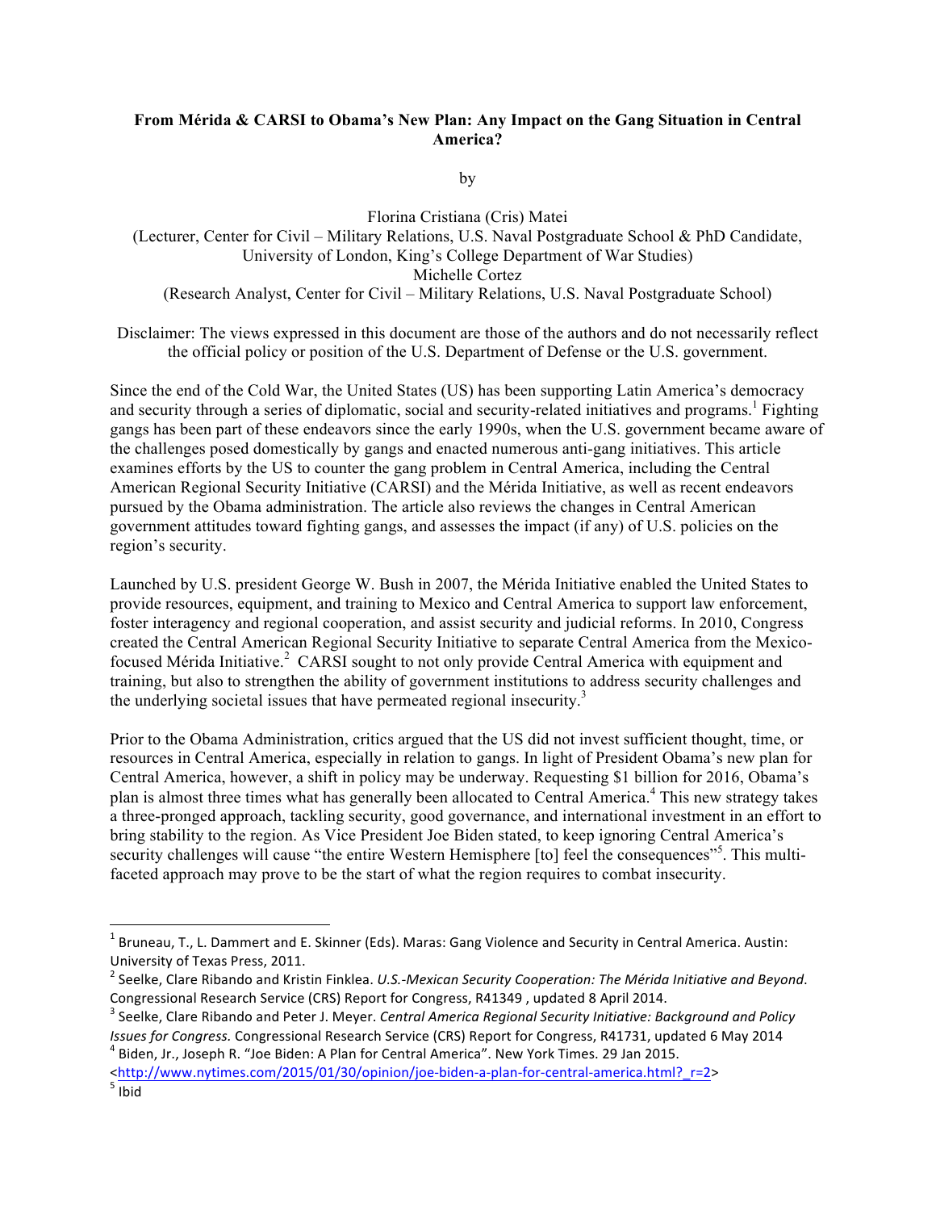**From Mérida & CARSI to Obama's New Plan: Any Impact on the Gang Situation in Central America?**

by

Florina Cristiana (Cris) Matei
(Lecturer, Center for Civil – Military Relations, U.S. Naval Postgraduate School & PhD Candidate, University of London, King's College Department of War Studies)
Michelle Cortez
(Research Analyst, Center for Civil – Military Relations, U.S. Naval Postgraduate School)

Disclaimer: The views expressed in this document are those of the authors and do not necessarily reflect the official policy or position of the U.S. Department of Defense or the U.S. government.

Since the end of the Cold War, the United States (US) has been supporting Latin America's democracy and security through a series of diplomatic, social and security-related initiatives and programs.[1] Fighting gangs has been part of these endeavors since the early 1990s, when the U.S. government became aware of the challenges posed domestically by gangs and enacted numerous anti-gang initiatives. This article examines efforts by the US to counter the gang problem in Central America, including the Central American Regional Security Initiative (CARSI) and the Mérida Initiative, as well as recent endeavors pursued by the Obama administration. The article also reviews the changes in Central American government attitudes toward fighting gangs, and assesses the impact (if any) of U.S. policies on the region's security.

Launched by U.S. president George W. Bush in 2007, the Mérida Initiative enabled the United States to provide resources, equipment, and training to Mexico and Central America to support law enforcement, foster interagency and regional cooperation, and assist security and judicial reforms. In 2010, Congress created the Central American Regional Security Initiative to separate Central America from the Mexico-focused Mérida Initiative.[2] CARSI sought to not only provide Central America with equipment and training, but also to strengthen the ability of government institutions to address security challenges and the underlying societal issues that have permeated regional insecurity.[3]

Prior to the Obama Administration, critics argued that the US did not invest sufficient thought, time, or resources in Central America, especially in relation to gangs. In light of President Obama's new plan for Central America, however, a shift in policy may be underway. Requesting $1 billion for 2016, Obama's plan is almost three times what has generally been allocated to Central America.[4] This new strategy takes a three-pronged approach, tackling security, good governance, and international investment in an effort to bring stability to the region. As Vice President Joe Biden stated, to keep ignoring Central America's security challenges will cause "the entire Western Hemisphere [to] feel the consequences"[5]. This multi-faceted approach may prove to be the start of what the region requires to combat insecurity.

---

[1] Bruneau, T., L. Dammert and E. Skinner (Eds). Maras: Gang Violence and Security in Central America. Austin: University of Texas Press, 2011.

[2] Seelke, Clare Ribando and Kristin Finklea. *U.S.-Mexican Security Cooperation: The Mérida Initiative and Beyond*. Congressional Research Service (CRS) Report for Congress, R41349 , updated 8 April 2014.

[3] Seelke, Clare Ribando and Peter J. Meyer. *Central America Regional Security Initiative: Background and Policy Issues for Congress.* Congressional Research Service (CRS) Report for Congress, R41731, updated 6 May 2014

[4] Biden, Jr., Joseph R. "Joe Biden: A Plan for Central America". New York Times. 29 Jan 2015. <http://www.nytimes.com/2015/01/30/opinion/joe-biden-a-plan-for-central-america.html?_r=2>

[5] Ibid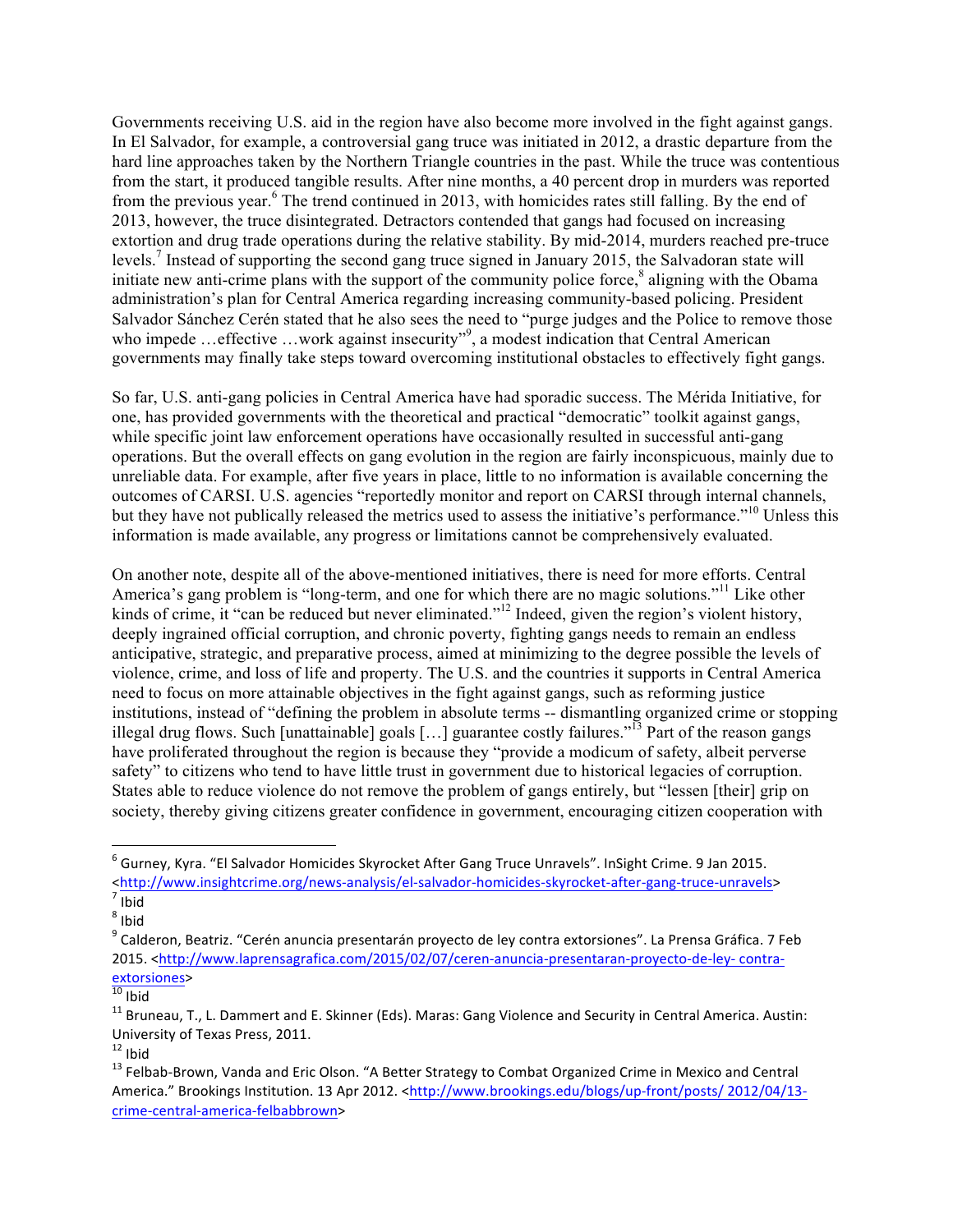Governments receiving U.S. aid in the region have also become more involved in the fight against gangs. In El Salvador, for example, a controversial gang truce was initiated in 2012, a drastic departure from the hard line approaches taken by the Northern Triangle countries in the past. While the truce was contentious from the start, it produced tangible results. After nine months, a 40 percent drop in murders was reported from the previous year.[6] The trend continued in 2013, with homicides rates still falling. By the end of 2013, however, the truce disintegrated. Detractors contended that gangs had focused on increasing extortion and drug trade operations during the relative stability. By mid-2014, murders reached pre-truce levels.[7] Instead of supporting the second gang truce signed in January 2015, the Salvadoran state will initiate new anti-crime plans with the support of the community police force,[8] aligning with the Obama administration's plan for Central America regarding increasing community-based policing. President Salvador Sánchez Cerén stated that he also sees the need to "purge judges and the Police to remove those who impede …effective …work against insecurity"[9], a modest indication that Central American governments may finally take steps toward overcoming institutional obstacles to effectively fight gangs.

So far, U.S. anti-gang policies in Central America have had sporadic success. The Mérida Initiative, for one, has provided governments with the theoretical and practical "democratic" toolkit against gangs, while specific joint law enforcement operations have occasionally resulted in successful anti-gang operations. But the overall effects on gang evolution in the region are fairly inconspicuous, mainly due to unreliable data. For example, after five years in place, little to no information is available concerning the outcomes of CARSI. U.S. agencies "reportedly monitor and report on CARSI through internal channels, but they have not publically released the metrics used to assess the initiative's performance."[10] Unless this information is made available, any progress or limitations cannot be comprehensively evaluated.

On another note, despite all of the above-mentioned initiatives, there is need for more efforts. Central America's gang problem is "long-term, and one for which there are no magic solutions."[11] Like other kinds of crime, it "can be reduced but never eliminated."[12] Indeed, given the region's violent history, deeply ingrained official corruption, and chronic poverty, fighting gangs needs to remain an endless anticipative, strategic, and preparative process, aimed at minimizing to the degree possible the levels of violence, crime, and loss of life and property. The U.S. and the countries it supports in Central America need to focus on more attainable objectives in the fight against gangs, such as reforming justice institutions, instead of "defining the problem in absolute terms -- dismantling organized crime or stopping illegal drug flows. Such [unattainable] goals […] guarantee costly failures."[13] Part of the reason gangs have proliferated throughout the region is because they "provide a modicum of safety, albeit perverse safety" to citizens who tend to have little trust in government due to historical legacies of corruption. States able to reduce violence do not remove the problem of gangs entirely, but "lessen [their] grip on society, thereby giving citizens greater confidence in government, encouraging citizen cooperation with

---

[6] Gurney, Kyra. "El Salvador Homicides Skyrocket After Gang Truce Unravels". InSight Crime. 9 Jan 2015. <http://www.insightcrime.org/news-analysis/el-salvador-homicides-skyrocket-after-gang-truce-unravels>

[7] Ibid

[8] Ibid

[9] Calderon, Beatriz. "Cerén anuncia presentarán proyecto de ley contra extorsiones". La Prensa Gráfica. 7 Feb 2015. <http://www.laprensagrafica.com/2015/02/07/ceren-anuncia-presentaran-proyecto-de-ley- contra-extorsiones>

[10] Ibid

[11] Bruneau, T., L. Dammert and E. Skinner (Eds). Maras: Gang Violence and Security in Central America. Austin: University of Texas Press, 2011.

[12] Ibid

[13] Felbab-Brown, Vanda and Eric Olson. "A Better Strategy to Combat Organized Crime in Mexico and Central America." Brookings Institution. 13 Apr 2012. <http://www.brookings.edu/blogs/up-front/posts/ 2012/04/13-crime-central-america-felbabbrown>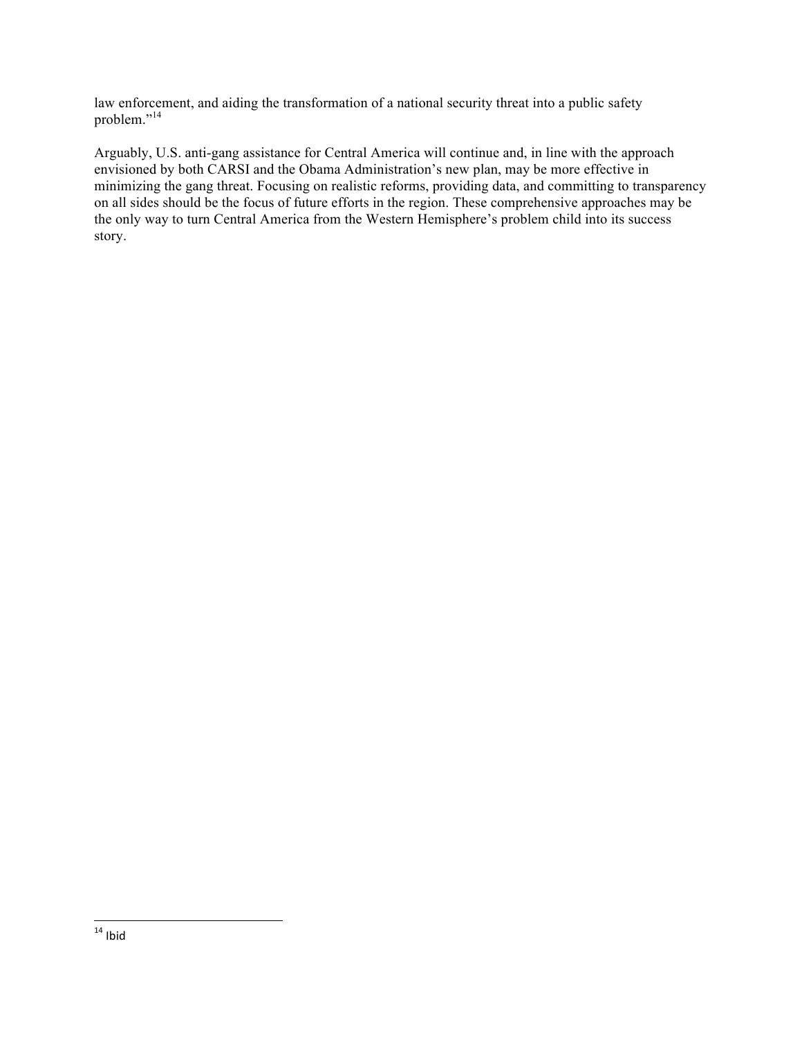law enforcement, and aiding the transformation of a national security threat into a public safety problem."[14]

Arguably, U.S. anti-gang assistance for Central America will continue and, in line with the approach envisioned by both CARSI and the Obama Administration's new plan, may be more effective in minimizing the gang threat. Focusing on realistic reforms, providing data, and committing to transparency on all sides should be the focus of future efforts in the region. These comprehensive approaches may be the only way to turn Central America from the Western Hemisphere's problem child into its success story.

---

[14] Ibid